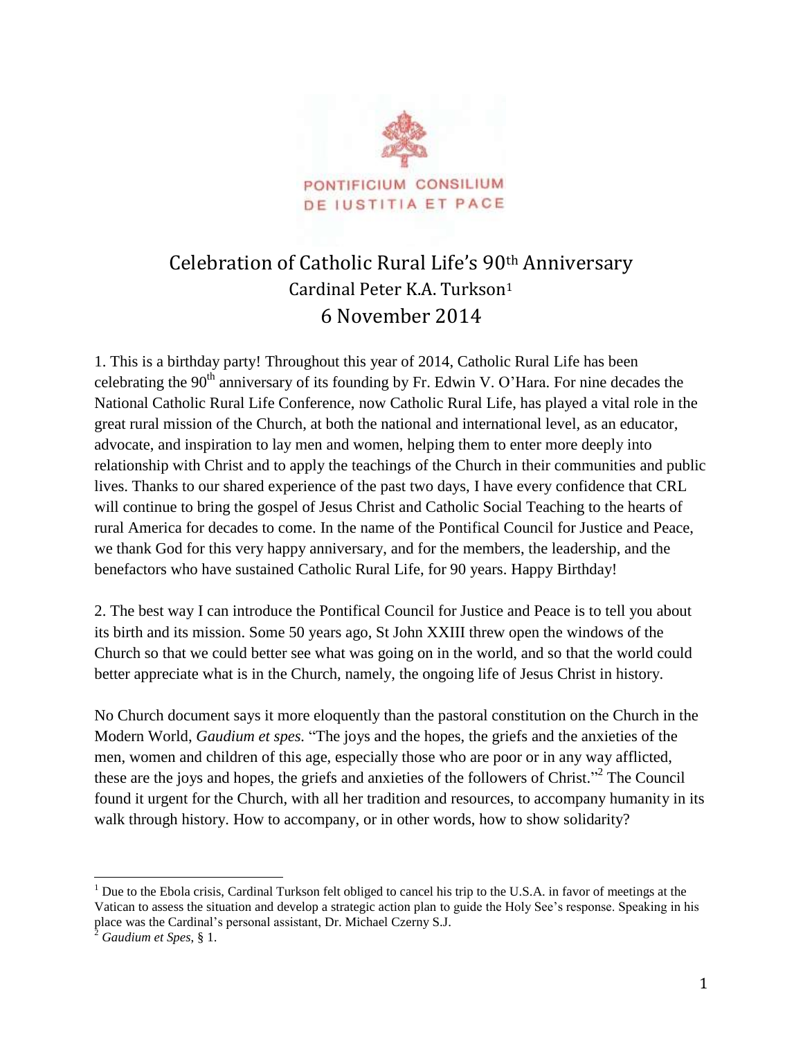PONTIFICIUM CONSILIUM
DE IUSTITIA ET PACE

# Celebration of Catholic Rural Life's 90th Anniversary

Cardinal Peter K.A. Turkson[1]

6 November 2014

1. This is a birthday party! Throughout this year of 2014, Catholic Rural Life has been celebrating the 90th anniversary of its founding by Fr. Edwin V. O'Hara. For nine decades the National Catholic Rural Life Conference, now Catholic Rural Life, has played a vital role in the great rural mission of the Church, at both the national and international level, as an educator, advocate, and inspiration to lay men and women, helping them to enter more deeply into relationship with Christ and to apply the teachings of the Church in their communities and public lives. Thanks to our shared experience of the past two days, I have every confidence that CRL will continue to bring the gospel of Jesus Christ and Catholic Social Teaching to the hearts of rural America for decades to come. In the name of the Pontifical Council for Justice and Peace, we thank God for this very happy anniversary, and for the members, the leadership, and the benefactors who have sustained Catholic Rural Life, for 90 years. Happy Birthday!

2. The best way I can introduce the Pontifical Council for Justice and Peace is to tell you about its birth and its mission. Some 50 years ago, St John XXIII threw open the windows of the Church so that we could better see what was going on in the world, and so that the world could better appreciate what is in the Church, namely, the ongoing life of Jesus Christ in history.

No Church document says it more eloquently than the pastoral constitution on the Church in the Modern World, *Gaudium et spes*. "The joys and the hopes, the griefs and the anxieties of the men, women and children of this age, especially those who are poor or in any way afflicted, these are the joys and hopes, the griefs and anxieties of the followers of Christ."[2] The Council found it urgent for the Church, with all her tradition and resources, to accompany humanity in its walk through history. How to accompany, or in other words, how to show solidarity?

---

[1] Due to the Ebola crisis, Cardinal Turkson felt obliged to cancel his trip to the U.S.A. in favor of meetings at the Vatican to assess the situation and develop a strategic action plan to guide the Holy See's response. Speaking in his place was the Cardinal's personal assistant, Dr. Michael Czerny S.J.

[2] *Gaudium et Spes*, § 1.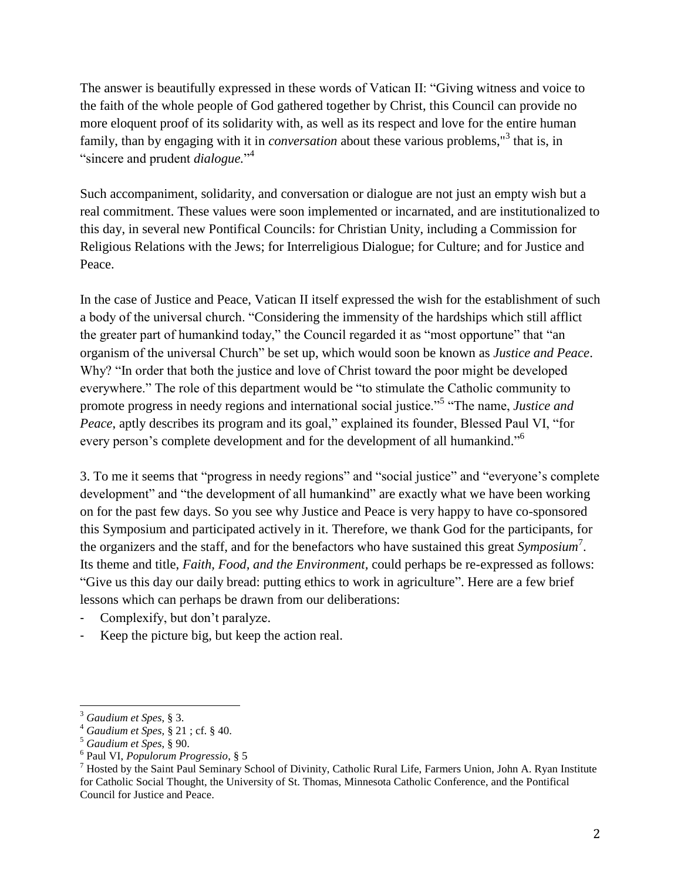The answer is beautifully expressed in these words of Vatican II: "Giving witness and voice to the faith of the whole people of God gathered together by Christ, this Council can provide no more eloquent proof of its solidarity with, as well as its respect and love for the entire human family, than by engaging with it in *conversation* about these various problems,"[3] that is, in "sincere and prudent *dialogue.*"[4]

Such accompaniment, solidarity, and conversation or dialogue are not just an empty wish but a real commitment. These values were soon implemented or incarnated, and are institutionalized to this day, in several new Pontifical Councils: for Christian Unity, including a Commission for Religious Relations with the Jews; for Interreligious Dialogue; for Culture; and for Justice and Peace.

In the case of Justice and Peace, Vatican II itself expressed the wish for the establishment of such a body of the universal church. "Considering the immensity of the hardships which still afflict the greater part of humankind today," the Council regarded it as "most opportune" that "an organism of the universal Church" be set up, which would soon be known as *Justice and Peace*. Why? "In order that both the justice and love of Christ toward the poor might be developed everywhere." The role of this department would be "to stimulate the Catholic community to promote progress in needy regions and international social justice."[5] "The name, *Justice and Peace*, aptly describes its program and its goal," explained its founder, Blessed Paul VI, "for every person's complete development and for the development of all humankind."[6]

3. To me it seems that "progress in needy regions" and "social justice" and "everyone's complete development" and "the development of all humankind" are exactly what we have been working on for the past few days. So you see why Justice and Peace is very happy to have co-sponsored this Symposium and participated actively in it. Therefore, we thank God for the participants, for the organizers and the staff, and for the benefactors who have sustained this great *Symposium*[7]. Its theme and title, *Faith, Food, and the Environment,* could perhaps be re-expressed as follows: "Give us this day our daily bread: putting ethics to work in agriculture". Here are a few brief lessons which can perhaps be drawn from our deliberations:

- Complexify, but don't paralyze.
- Keep the picture big, but keep the action real.

---

[3] *Gaudium et Spes*, § 3.

[4] *Gaudium et Spes*, § 21 ; cf. § 40.

[5] *Gaudium et Spes*, § 90.

[6] Paul VI, *Populorum Progressio*, § 5

[7] Hosted by the Saint Paul Seminary School of Divinity, Catholic Rural Life, Farmers Union, John A. Ryan Institute for Catholic Social Thought, the University of St. Thomas, Minnesota Catholic Conference, and the Pontifical Council for Justice and Peace.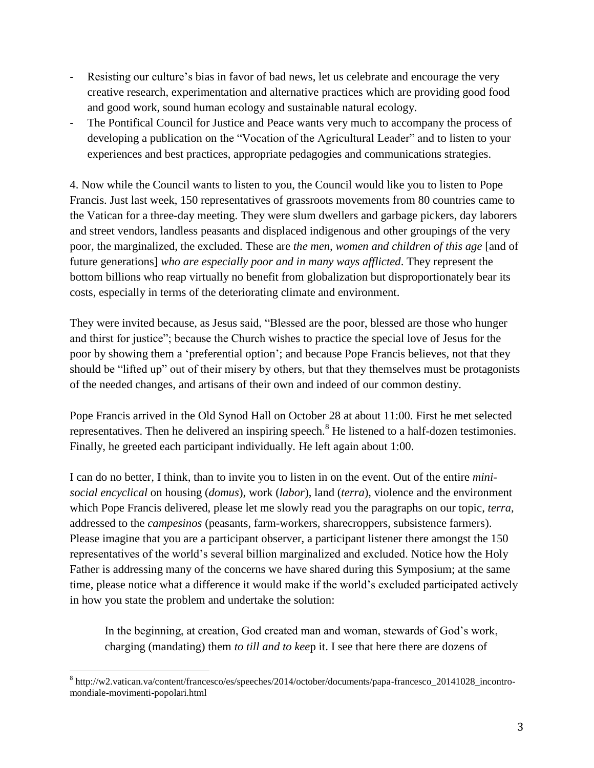- Resisting our culture's bias in favor of bad news, let us celebrate and encourage the very creative research, experimentation and alternative practices which are providing good food and good work, sound human ecology and sustainable natural ecology.
- The Pontifical Council for Justice and Peace wants very much to accompany the process of developing a publication on the "Vocation of the Agricultural Leader" and to listen to your experiences and best practices, appropriate pedagogies and communications strategies.

4. Now while the Council wants to listen to you, the Council would like you to listen to Pope Francis. Just last week, 150 representatives of grassroots movements from 80 countries came to the Vatican for a three-day meeting. They were slum dwellers and garbage pickers, day laborers and street vendors, landless peasants and displaced indigenous and other groupings of the very poor, the marginalized, the excluded. These are *the men, women and children of this age* [and of future generations] *who are especially poor and in many ways afflicted*. They represent the bottom billions who reap virtually no benefit from globalization but disproportionately bear its costs, especially in terms of the deteriorating climate and environment.

They were invited because, as Jesus said, "Blessed are the poor, blessed are those who hunger and thirst for justice"; because the Church wishes to practice the special love of Jesus for the poor by showing them a 'preferential option'; and because Pope Francis believes, not that they should be "lifted up" out of their misery by others, but that they themselves must be protagonists of the needed changes, and artisans of their own and indeed of our common destiny.

Pope Francis arrived in the Old Synod Hall on October 28 at about 11:00. First he met selected representatives. Then he delivered an inspiring speech.[8] He listened to a half-dozen testimonies. Finally, he greeted each participant individually. He left again about 1:00.

I can do no better, I think, than to invite you to listen in on the event. Out of the entire *mini-social encyclical* on housing (*domus*), work (*labor*), land (*terra*), violence and the environment which Pope Francis delivered, please let me slowly read you the paragraphs on our topic, *terra*, addressed to the *campesinos* (peasants, farm-workers, sharecroppers, subsistence farmers). Please imagine that you are a participant observer, a participant listener there amongst the 150 representatives of the world's several billion marginalized and excluded. Notice how the Holy Father is addressing many of the concerns we have shared during this Symposium; at the same time, please notice what a difference it would make if the world's excluded participated actively in how you state the problem and undertake the solution:

> In the beginning, at creation, God created man and woman, stewards of God's work, charging (mandating) them *to till and to keep* it. I see that here there are dozens of

[8] http://w2.vatican.va/content/francesco/es/speeches/2014/october/documents/papa-francesco_20141028_incontro-mondiale-movimenti-popolari.html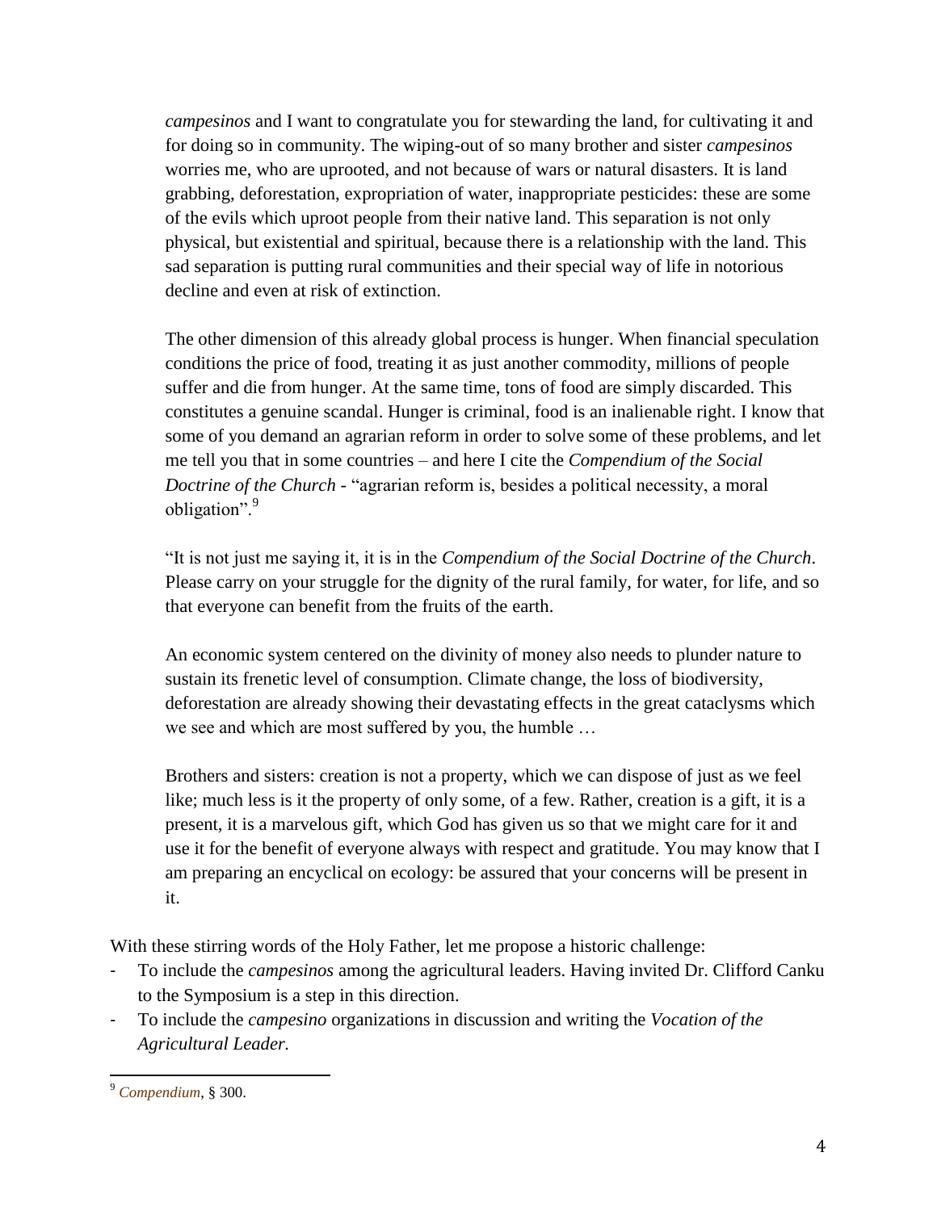> *campesinos* and I want to congratulate you for stewarding the land, for cultivating it and for doing so in community. The wiping-out of so many brother and sister *campesinos* worries me, who are uprooted, and not because of wars or natural disasters. It is land grabbing, deforestation, expropriation of water, inappropriate pesticides: these are some of the evils which uproot people from their native land. This separation is not only physical, but existential and spiritual, because there is a relationship with the land. This sad separation is putting rural communities and their special way of life in notorious decline and even at risk of extinction.
>
> The other dimension of this already global process is hunger. When financial speculation conditions the price of food, treating it as just another commodity, millions of people suffer and die from hunger. At the same time, tons of food are simply discarded. This constitutes a genuine scandal. Hunger is criminal, food is an inalienable right. I know that some of you demand an agrarian reform in order to solve some of these problems, and let me tell you that in some countries – and here I cite the *Compendium of the Social Doctrine of the Church* - "agrarian reform is, besides a political necessity, a moral obligation".[9]
>
> "It is not just me saying it, it is in the *Compendium of the Social Doctrine of the Church*. Please carry on your struggle for the dignity of the rural family, for water, for life, and so that everyone can benefit from the fruits of the earth.
>
> An economic system centered on the divinity of money also needs to plunder nature to sustain its frenetic level of consumption. Climate change, the loss of biodiversity, deforestation are already showing their devastating effects in the great cataclysms which we see and which are most suffered by you, the humble …
>
> Brothers and sisters: creation is not a property, which we can dispose of just as we feel like; much less is it the property of only some, of a few. Rather, creation is a gift, it is a present, it is a marvelous gift, which God has given us so that we might care for it and use it for the benefit of everyone always with respect and gratitude. You may know that I am preparing an encyclical on ecology: be assured that your concerns will be present in it.

With these stirring words of the Holy Father, let me propose a historic challenge:

- To include the *campesinos* among the agricultural leaders. Having invited Dr. Clifford Canku to the Symposium is a step in this direction.
- To include the *campesino* organizations in discussion and writing the *Vocation of the Agricultural Leader.*

---

[9] *Compendium*, § 300.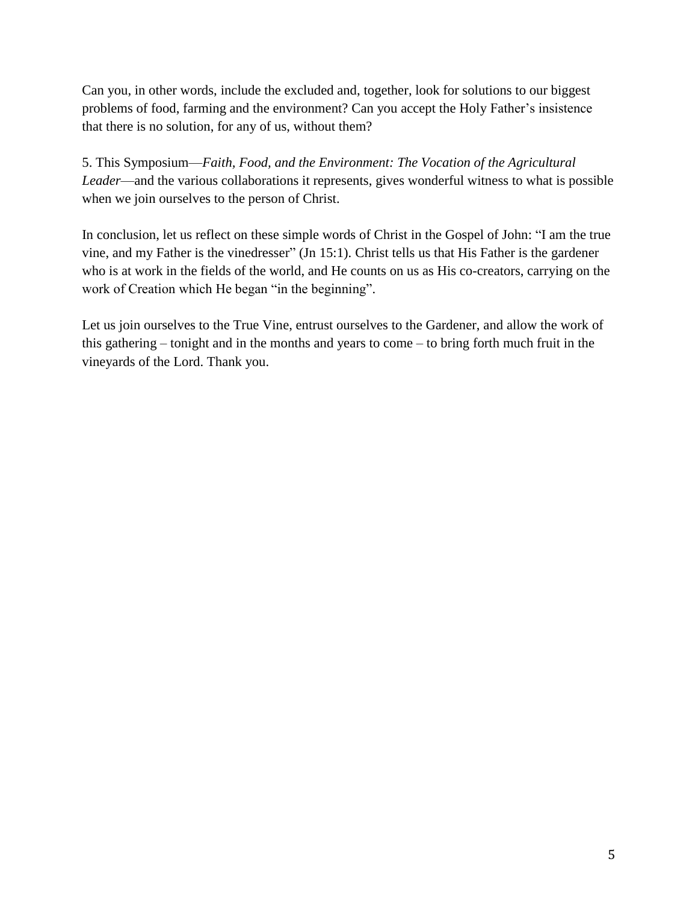Can you, in other words, include the excluded and, together, look for solutions to our biggest problems of food, farming and the environment? Can you accept the Holy Father's insistence that there is no solution, for any of us, without them?

5. This Symposium—*Faith, Food, and the Environment: The Vocation of the Agricultural Leader*—and the various collaborations it represents, gives wonderful witness to what is possible when we join ourselves to the person of Christ.

In conclusion, let us reflect on these simple words of Christ in the Gospel of John: "I am the true vine, and my Father is the vinedresser" (Jn 15:1). Christ tells us that His Father is the gardener who is at work in the fields of the world, and He counts on us as His co-creators, carrying on the work of Creation which He began "in the beginning".

Let us join ourselves to the True Vine, entrust ourselves to the Gardener, and allow the work of this gathering – tonight and in the months and years to come – to bring forth much fruit in the vineyards of the Lord. Thank you.